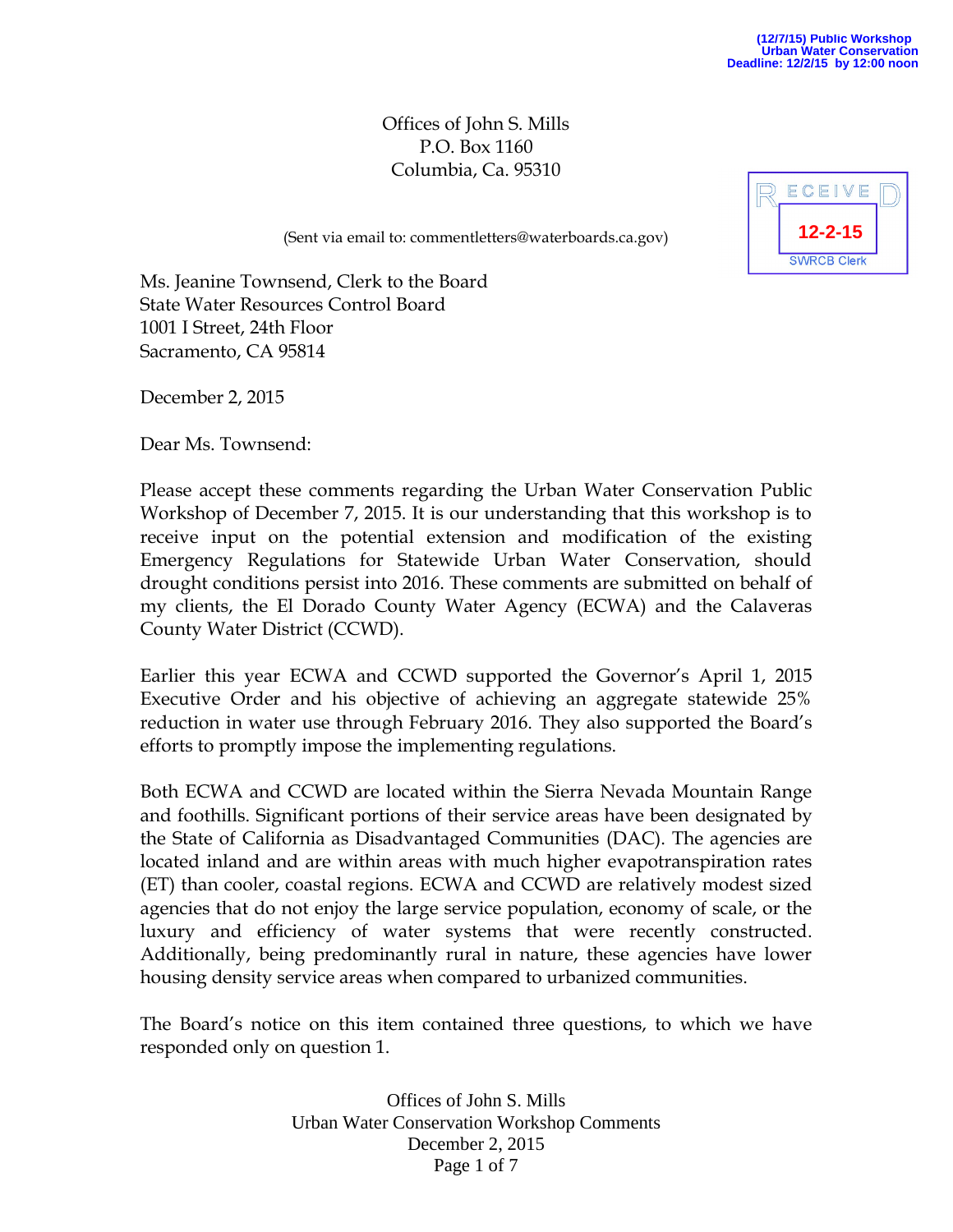(12/7/15) Public Workshop
Urban Water Conservation
Deadline: 12/2/15 by 12:00 noon

Offices of John S. Mills
P.O. Box 1160
Columbia, Ca. 95310

RECEIVED
12-2-15
SWRCB Clerk

(Sent via email to: commentletters@waterboards.ca.gov)

Ms. Jeanine Townsend, Clerk to the Board
State Water Resources Control Board
1001 I Street, 24th Floor
Sacramento, CA 95814

December 2, 2015

Dear Ms. Townsend:

Please accept these comments regarding the Urban Water Conservation Public Workshop of December 7, 2015. It is our understanding that this workshop is to receive input on the potential extension and modification of the existing Emergency Regulations for Statewide Urban Water Conservation, should drought conditions persist into 2016. These comments are submitted on behalf of my clients, the El Dorado County Water Agency (ECWA) and the Calaveras County Water District (CCWD).

Earlier this year ECWA and CCWD supported the Governor's April 1, 2015 Executive Order and his objective of achieving an aggregate statewide 25% reduction in water use through February 2016. They also supported the Board's efforts to promptly impose the implementing regulations.

Both ECWA and CCWD are located within the Sierra Nevada Mountain Range and foothills. Significant portions of their service areas have been designated by the State of California as Disadvantaged Communities (DAC). The agencies are located inland and are within areas with much higher evapotranspiration rates (ET) than cooler, coastal regions. ECWA and CCWD are relatively modest sized agencies that do not enjoy the large service population, economy of scale, or the luxury and efficiency of water systems that were recently constructed. Additionally, being predominantly rural in nature, these agencies have lower housing density service areas when compared to urbanized communities.

The Board's notice on this item contained three questions, to which we have responded only on question 1.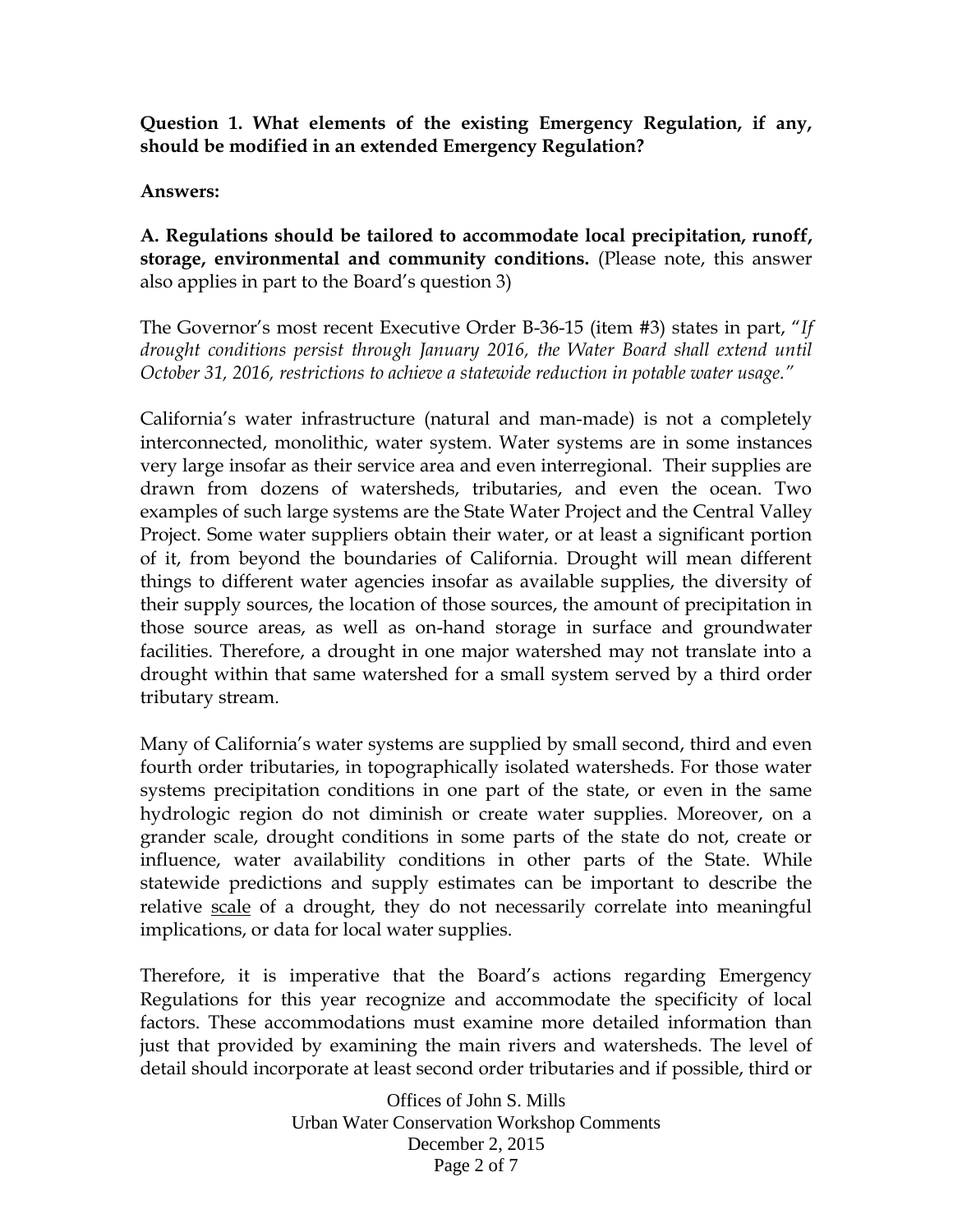**Question 1. What elements of the existing Emergency Regulation, if any, should be modified in an extended Emergency Regulation?**

**Answers:**

**A. Regulations should be tailored to accommodate local precipitation, runoff, storage, environmental and community conditions.** (Please note, this answer also applies in part to the Board's question 3)

The Governor's most recent Executive Order B-36-15 (item #3) states in part, "*If drought conditions persist through January 2016, the Water Board shall extend until October 31, 2016, restrictions to achieve a statewide reduction in potable water usage.*"

California's water infrastructure (natural and man-made) is not a completely interconnected, monolithic, water system. Water systems are in some instances very large insofar as their service area and even interregional. Their supplies are drawn from dozens of watersheds, tributaries, and even the ocean. Two examples of such large systems are the State Water Project and the Central Valley Project. Some water suppliers obtain their water, or at least a significant portion of it, from beyond the boundaries of California. Drought will mean different things to different water agencies insofar as available supplies, the diversity of their supply sources, the location of those sources, the amount of precipitation in those source areas, as well as on-hand storage in surface and groundwater facilities. Therefore, a drought in one major watershed may not translate into a drought within that same watershed for a small system served by a third order tributary stream.

Many of California's water systems are supplied by small second, third and even fourth order tributaries, in topographically isolated watersheds. For those water systems precipitation conditions in one part of the state, or even in the same hydrologic region do not diminish or create water supplies. Moreover, on a grander scale, drought conditions in some parts of the state do not, create or influence, water availability conditions in other parts of the State. While statewide predictions and supply estimates can be important to describe the relative <u>scale</u> of a drought, they do not necessarily correlate into meaningful implications, or data for local water supplies.

Therefore, it is imperative that the Board's actions regarding Emergency Regulations for this year recognize and accommodate the specificity of local factors. These accommodations must examine more detailed information than just that provided by examining the main rivers and watersheds. The level of detail should incorporate at least second order tributaries and if possible, third or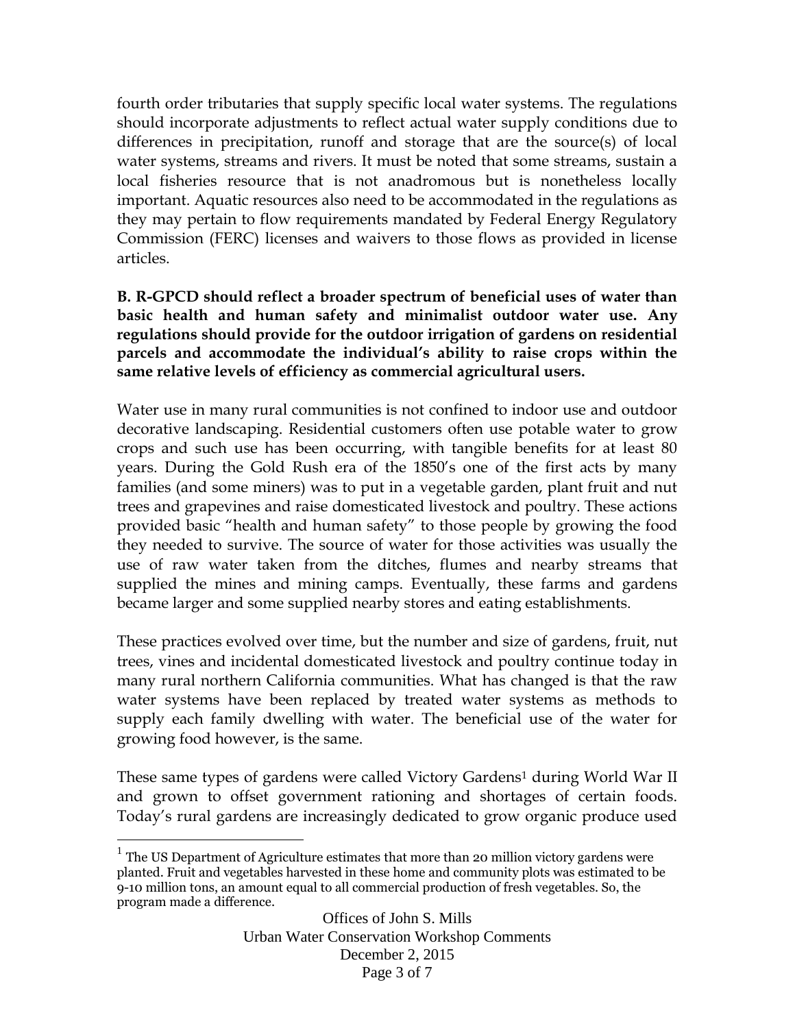fourth order tributaries that supply specific local water systems. The regulations should incorporate adjustments to reflect actual water supply conditions due to differences in precipitation, runoff and storage that are the source(s) of local water systems, streams and rivers. It must be noted that some streams, sustain a local fisheries resource that is not anadromous but is nonetheless locally important. Aquatic resources also need to be accommodated in the regulations as they may pertain to flow requirements mandated by Federal Energy Regulatory Commission (FERC) licenses and waivers to those flows as provided in license articles.

**B. R-GPCD should reflect a broader spectrum of beneficial uses of water than basic health and human safety and minimalist outdoor water use. Any regulations should provide for the outdoor irrigation of gardens on residential parcels and accommodate the individual's ability to raise crops within the same relative levels of efficiency as commercial agricultural users.**

Water use in many rural communities is not confined to indoor use and outdoor decorative landscaping. Residential customers often use potable water to grow crops and such use has been occurring, with tangible benefits for at least 80 years. During the Gold Rush era of the 1850's one of the first acts by many families (and some miners) was to put in a vegetable garden, plant fruit and nut trees and grapevines and raise domesticated livestock and poultry. These actions provided basic "health and human safety" to those people by growing the food they needed to survive. The source of water for those activities was usually the use of raw water taken from the ditches, flumes and nearby streams that supplied the mines and mining camps. Eventually, these farms and gardens became larger and some supplied nearby stores and eating establishments.

These practices evolved over time, but the number and size of gardens, fruit, nut trees, vines and incidental domesticated livestock and poultry continue today in many rural northern California communities. What has changed is that the raw water systems have been replaced by treated water systems as methods to supply each family dwelling with water. The beneficial use of the water for growing food however, is the same.

These same types of gardens were called Victory Gardens[1] during World War II and grown to offset government rationing and shortages of certain foods. Today's rural gardens are increasingly dedicated to grow organic produce used

[1] The US Department of Agriculture estimates that more than 20 million victory gardens were planted. Fruit and vegetables harvested in these home and community plots was estimated to be 9-10 million tons, an amount equal to all commercial production of fresh vegetables. So, the program made a difference.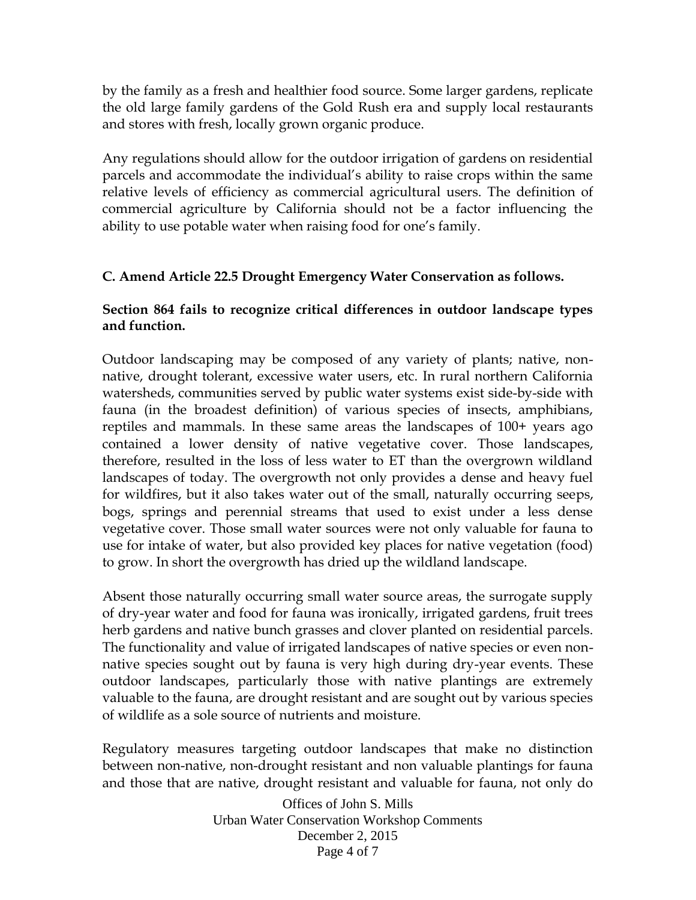by the family as a fresh and healthier food source. Some larger gardens, replicate the old large family gardens of the Gold Rush era and supply local restaurants and stores with fresh, locally grown organic produce.

Any regulations should allow for the outdoor irrigation of gardens on residential parcels and accommodate the individual's ability to raise crops within the same relative levels of efficiency as commercial agricultural users. The definition of commercial agriculture by California should not be a factor influencing the ability to use potable water when raising food for one's family.

**C. Amend Article 22.5 Drought Emergency Water Conservation as follows.**

**Section 864 fails to recognize critical differences in outdoor landscape types and function.**

Outdoor landscaping may be composed of any variety of plants; native, non-native, drought tolerant, excessive water users, etc. In rural northern California watersheds, communities served by public water systems exist side-by-side with fauna (in the broadest definition) of various species of insects, amphibians, reptiles and mammals. In these same areas the landscapes of 100+ years ago contained a lower density of native vegetative cover. Those landscapes, therefore, resulted in the loss of less water to ET than the overgrown wildland landscapes of today. The overgrowth not only provides a dense and heavy fuel for wildfires, but it also takes water out of the small, naturally occurring seeps, bogs, springs and perennial streams that used to exist under a less dense vegetative cover. Those small water sources were not only valuable for fauna to use for intake of water, but also provided key places for native vegetation (food) to grow. In short the overgrowth has dried up the wildland landscape.

Absent those naturally occurring small water source areas, the surrogate supply of dry-year water and food for fauna was ironically, irrigated gardens, fruit trees herb gardens and native bunch grasses and clover planted on residential parcels. The functionality and value of irrigated landscapes of native species or even non-native species sought out by fauna is very high during dry-year events. These outdoor landscapes, particularly those with native plantings are extremely valuable to the fauna, are drought resistant and are sought out by various species of wildlife as a sole source of nutrients and moisture.

Regulatory measures targeting outdoor landscapes that make no distinction between non-native, non-drought resistant and non valuable plantings for fauna and those that are native, drought resistant and valuable for fauna, not only do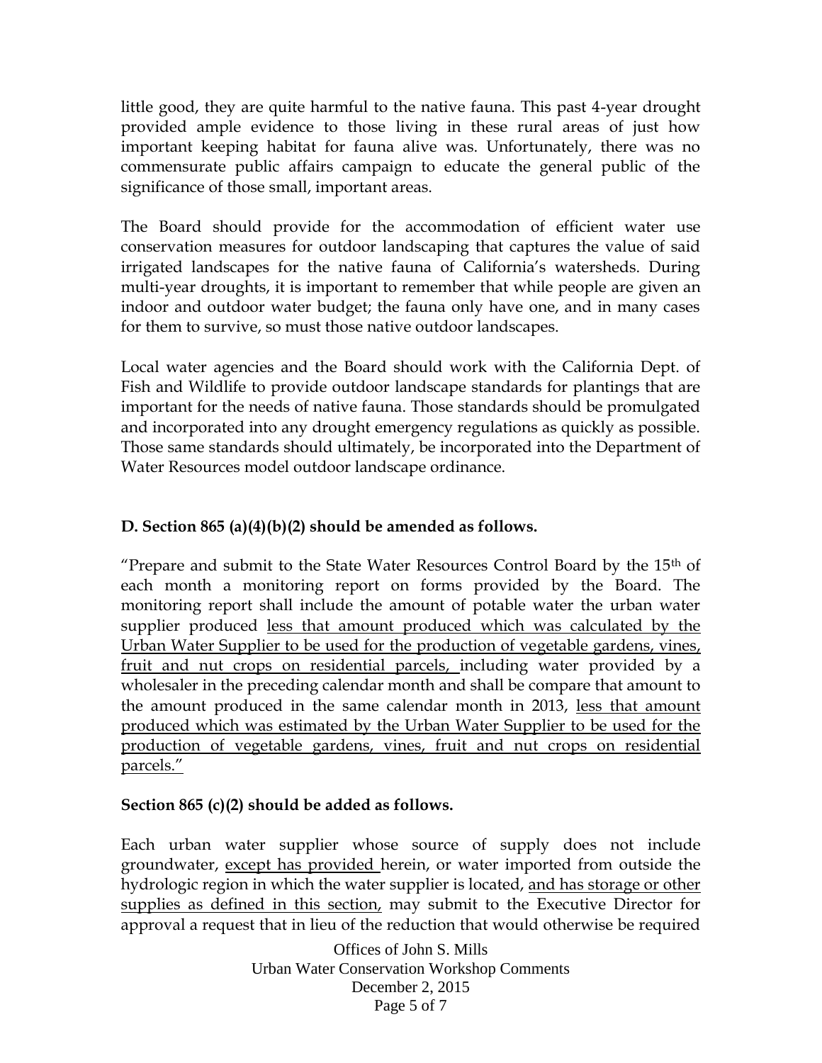little good, they are quite harmful to the native fauna. This past 4-year drought provided ample evidence to those living in these rural areas of just how important keeping habitat for fauna alive was. Unfortunately, there was no commensurate public affairs campaign to educate the general public of the significance of those small, important areas.

The Board should provide for the accommodation of efficient water use conservation measures for outdoor landscaping that captures the value of said irrigated landscapes for the native fauna of California's watersheds. During multi-year droughts, it is important to remember that while people are given an indoor and outdoor water budget; the fauna only have one, and in many cases for them to survive, so must those native outdoor landscapes.

Local water agencies and the Board should work with the California Dept. of Fish and Wildlife to provide outdoor landscape standards for plantings that are important for the needs of native fauna. Those standards should be promulgated and incorporated into any drought emergency regulations as quickly as possible. Those same standards should ultimately, be incorporated into the Department of Water Resources model outdoor landscape ordinance.

**D. Section 865 (a)(4)(b)(2) should be amended as follows.**

"Prepare and submit to the State Water Resources Control Board by the 15th of each month a monitoring report on forms provided by the Board. The monitoring report shall include the amount of potable water the urban water supplier produced <u>less that amount produced which was calculated by the Urban Water Supplier to be used for the production of vegetable gardens, vines, fruit and nut crops on residential parcels,</u> including water provided by a wholesaler in the preceding calendar month and shall be compare that amount to the amount produced in the same calendar month in 2013, <u>less that amount produced which was estimated by the Urban Water Supplier to be used for the production of vegetable gardens, vines, fruit and nut crops on residential parcels.</u>"

**Section 865 (c)(2) should be added as follows.**

Each urban water supplier whose source of supply does not include groundwater, <u>except has provided</u> herein, or water imported from outside the hydrologic region in which the water supplier is located, <u>and has storage or other supplies as defined in this section,</u> may submit to the Executive Director for approval a request that in lieu of the reduction that would otherwise be required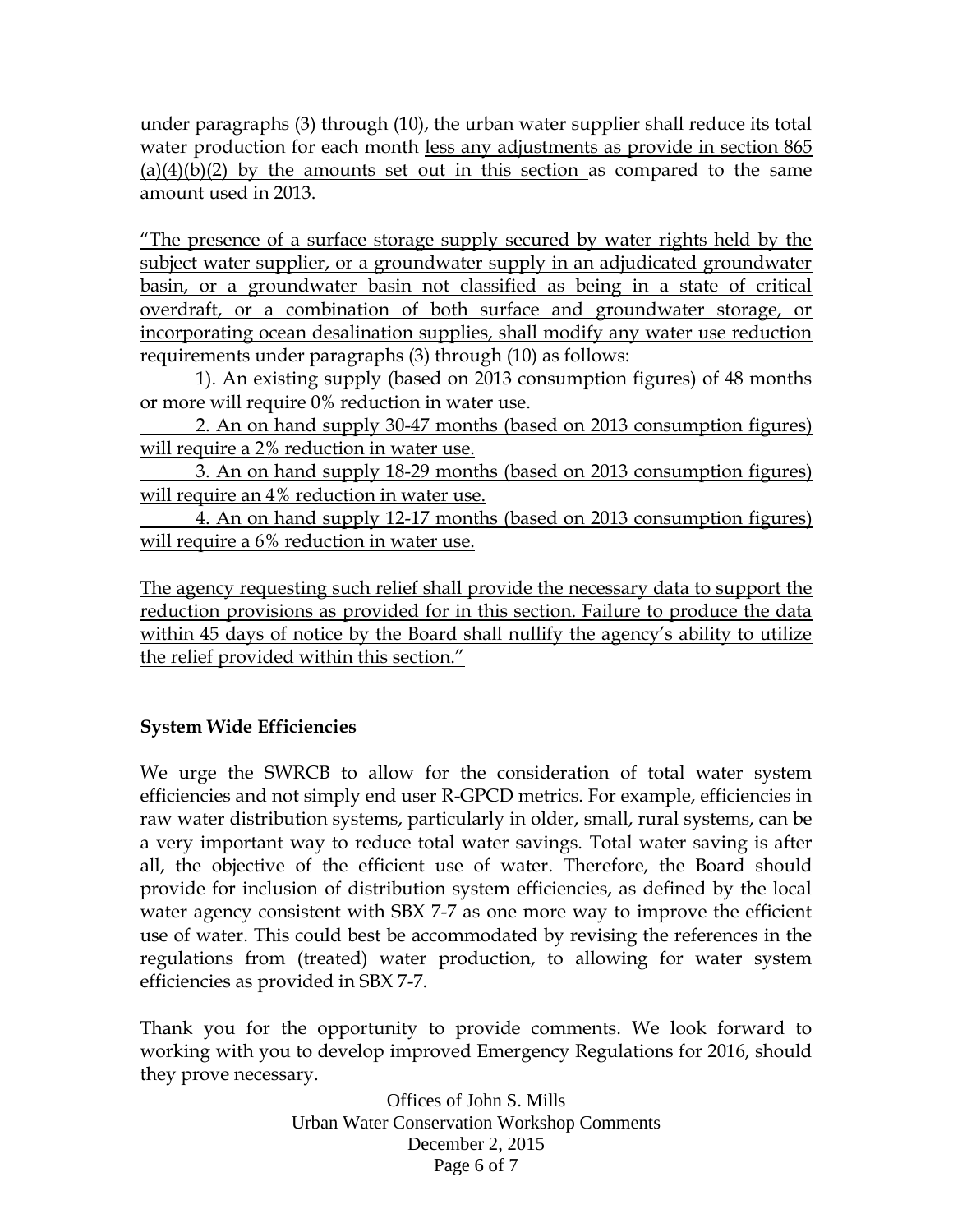under paragraphs (3) through (10), the urban water supplier shall reduce its total water production for each month <u>less any adjustments as provide in section 865 (a)(4)(b)(2) by the amounts set out in this section</u> as compared to the same amount used in 2013.

<u>"The presence of a surface storage supply secured by water rights held by the subject water supplier, or a groundwater supply in an adjudicated groundwater basin, or a groundwater basin not classified as being in a state of critical overdraft, or a combination of both surface and groundwater storage, or incorporating ocean desalination supplies, shall modify any water use reduction requirements under paragraphs (3) through (10) as follows:</u>

<u>1). An existing supply (based on 2013 consumption figures) of 48 months or more will require 0% reduction in water use.</u>

<u>2. An on hand supply 30-47 months (based on 2013 consumption figures) will require a 2% reduction in water use.</u>

<u>3. An on hand supply 18-29 months (based on 2013 consumption figures) will require an 4% reduction in water use.</u>

<u>4. An on hand supply 12-17 months (based on 2013 consumption figures) will require a 6% reduction in water use.</u>

<u>The agency requesting such relief shall provide the necessary data to support the reduction provisions as provided for in this section. Failure to produce the data within 45 days of notice by the Board shall nullify the agency's ability to utilize the relief provided within this section."</u>

**System Wide Efficiencies**

We urge the SWRCB to allow for the consideration of total water system efficiencies and not simply end user R-GPCD metrics. For example, efficiencies in raw water distribution systems, particularly in older, small, rural systems, can be a very important way to reduce total water savings. Total water saving is after all, the objective of the efficient use of water. Therefore, the Board should provide for inclusion of distribution system efficiencies, as defined by the local water agency consistent with SBX 7-7 as one more way to improve the efficient use of water. This could best be accommodated by revising the references in the regulations from (treated) water production, to allowing for water system efficiencies as provided in SBX 7-7.

Thank you for the opportunity to provide comments. We look forward to working with you to develop improved Emergency Regulations for 2016, should they prove necessary.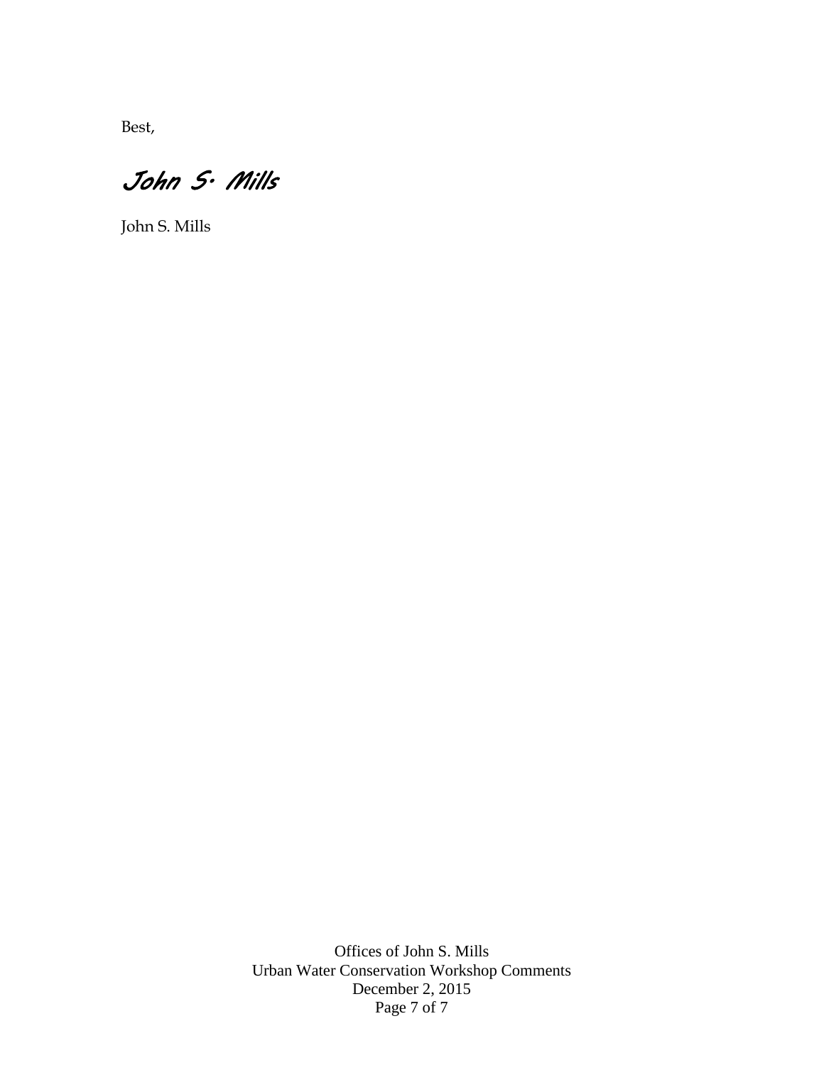Best,

*John S. Mills*

John S. Mills